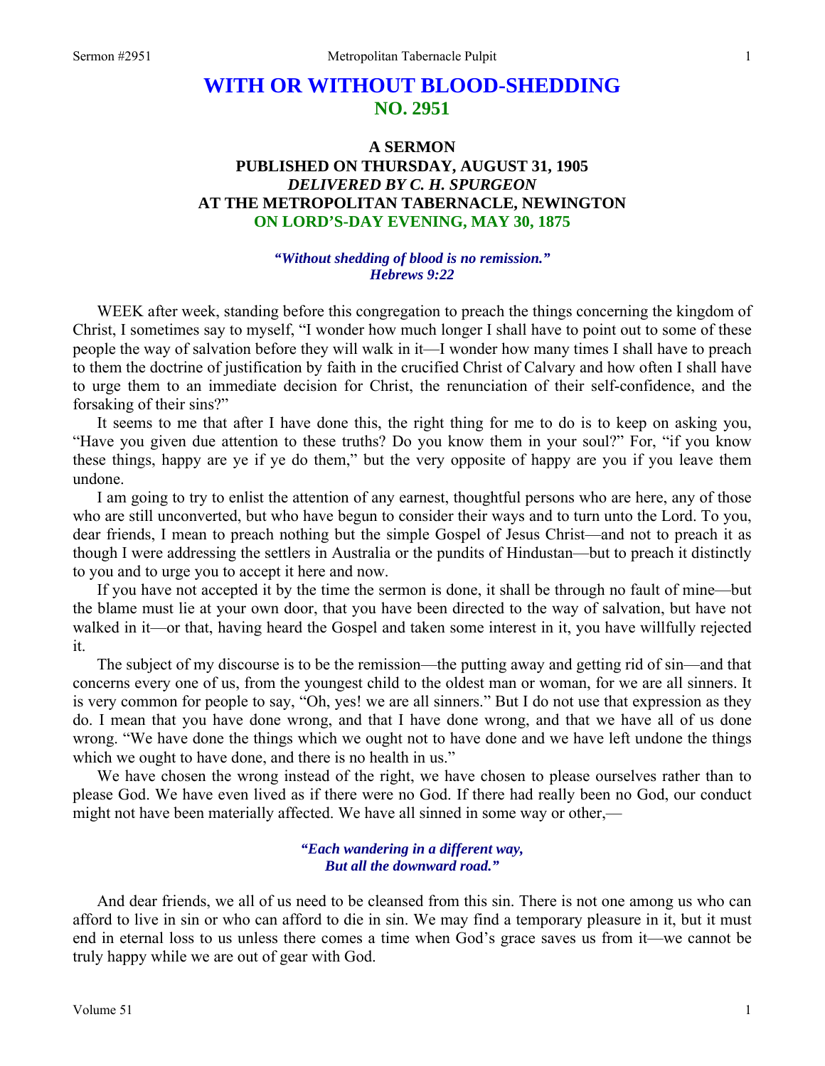# WITH OR WITHOUT BLOOD-SHEDDING
## NO. 2951

### A SERMON
### PUBLISHED ON THURSDAY, AUGUST 31, 1905
### *DELIVERED BY C. H. SPURGEON*
### AT THE METROPOLITAN TABERNACLE, NEWINGTON
### ON LORD'S-DAY EVENING, MAY 30, 1875

***"Without shedding of blood is no remission." Hebrews 9:22***

WEEK after week, standing before this congregation to preach the things concerning the kingdom of Christ, I sometimes say to myself, "I wonder how much longer I shall have to point out to some of these people the way of salvation before they will walk in it—I wonder how many times I shall have to preach to them the doctrine of justification by faith in the crucified Christ of Calvary and how often I shall have to urge them to an immediate decision for Christ, the renunciation of their self-confidence, and the forsaking of their sins?"

It seems to me that after I have done this, the right thing for me to do is to keep on asking you, "Have you given due attention to these truths? Do you know them in your soul?" For, "if you know these things, happy are ye if ye do them," but the very opposite of happy are you if you leave them undone.

I am going to try to enlist the attention of any earnest, thoughtful persons who are here, any of those who are still unconverted, but who have begun to consider their ways and to turn unto the Lord. To you, dear friends, I mean to preach nothing but the simple Gospel of Jesus Christ—and not to preach it as though I were addressing the settlers in Australia or the pundits of Hindustan—but to preach it distinctly to you and to urge you to accept it here and now.

If you have not accepted it by the time the sermon is done, it shall be through no fault of mine—but the blame must lie at your own door, that you have been directed to the way of salvation, but have not walked in it—or that, having heard the Gospel and taken some interest in it, you have willfully rejected it.

The subject of my discourse is to be the remission—the putting away and getting rid of sin—and that concerns every one of us, from the youngest child to the oldest man or woman, for we are all sinners. It is very common for people to say, "Oh, yes! we are all sinners." But I do not use that expression as they do. I mean that you have done wrong, and that I have done wrong, and that we have all of us done wrong. "We have done the things which we ought not to have done and we have left undone the things which we ought to have done, and there is no health in us."

We have chosen the wrong instead of the right, we have chosen to please ourselves rather than to please God. We have even lived as if there were no God. If there had really been no God, our conduct might not have been materially affected. We have all sinned in some way or other,—

*"Each wandering in a different way,*
*But all the downward road."*

And dear friends, we all of us need to be cleansed from this sin. There is not one among us who can afford to live in sin or who can afford to die in sin. We may find a temporary pleasure in it, but it must end in eternal loss to us unless there comes a time when God's grace saves us from it—we cannot be truly happy while we are out of gear with God.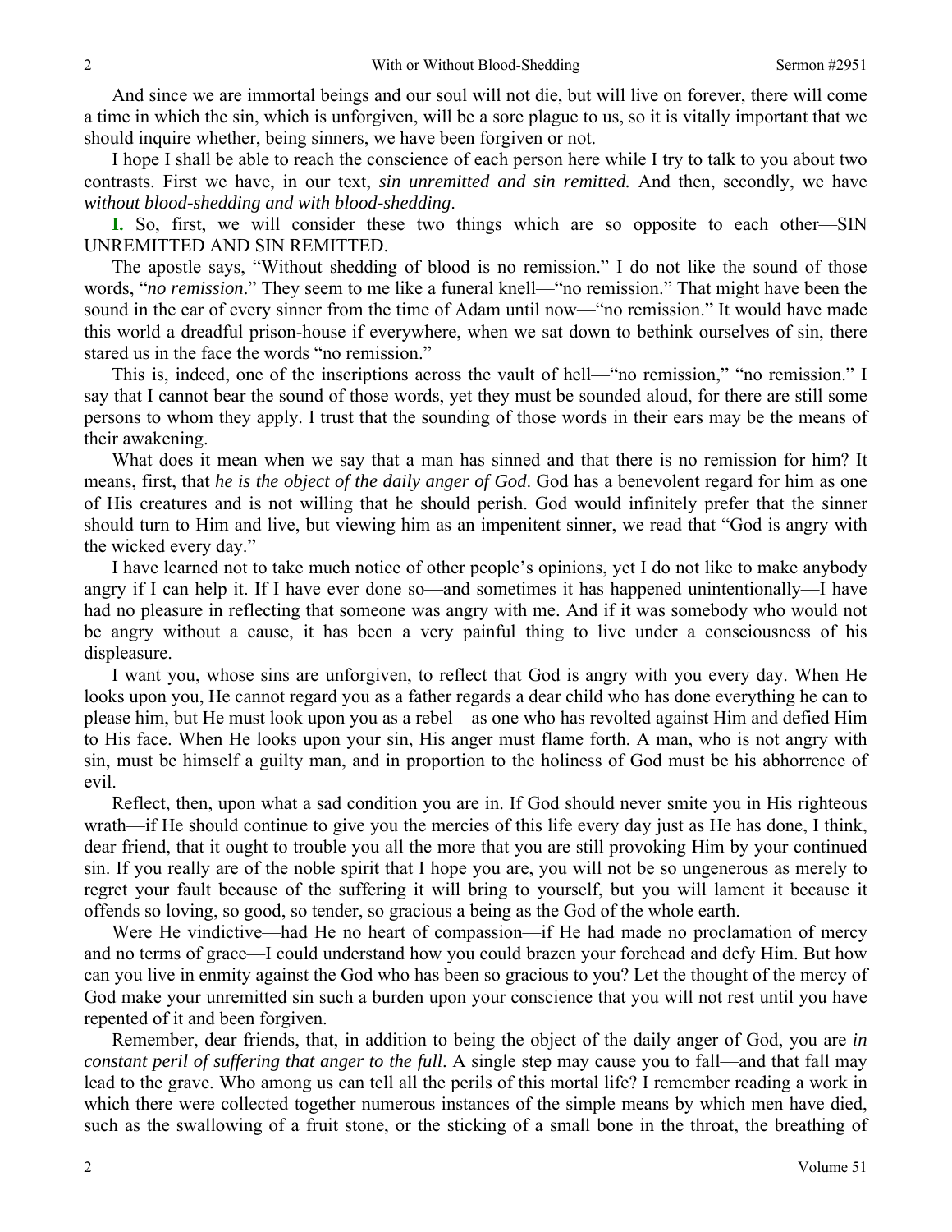And since we are immortal beings and our soul will not die, but will live on forever, there will come a time in which the sin, which is unforgiven, will be a sore plague to us, so it is vitally important that we should inquire whether, being sinners, we have been forgiven or not.

I hope I shall be able to reach the conscience of each person here while I try to talk to you about two contrasts. First we have, in our text, *sin unremitted and sin remitted.* And then, secondly, we have *without blood-shedding and with blood-shedding*.

**I.** So, first, we will consider these two things which are so opposite to each other—SIN UNREMITTED AND SIN REMITTED.

The apostle says, "Without shedding of blood is no remission." I do not like the sound of those words, "*no remission*." They seem to me like a funeral knell—"no remission." That might have been the sound in the ear of every sinner from the time of Adam until now—"no remission." It would have made this world a dreadful prison-house if everywhere, when we sat down to bethink ourselves of sin, there stared us in the face the words "no remission."

This is, indeed, one of the inscriptions across the vault of hell—"no remission," "no remission." I say that I cannot bear the sound of those words, yet they must be sounded aloud, for there are still some persons to whom they apply. I trust that the sounding of those words in their ears may be the means of their awakening.

What does it mean when we say that a man has sinned and that there is no remission for him? It means, first, that *he is the object of the daily anger of God*. God has a benevolent regard for him as one of His creatures and is not willing that he should perish. God would infinitely prefer that the sinner should turn to Him and live, but viewing him as an impenitent sinner, we read that "God is angry with the wicked every day."

I have learned not to take much notice of other people's opinions, yet I do not like to make anybody angry if I can help it. If I have ever done so—and sometimes it has happened unintentionally—I have had no pleasure in reflecting that someone was angry with me. And if it was somebody who would not be angry without a cause, it has been a very painful thing to live under a consciousness of his displeasure.

I want you, whose sins are unforgiven, to reflect that God is angry with you every day. When He looks upon you, He cannot regard you as a father regards a dear child who has done everything he can to please him, but He must look upon you as a rebel—as one who has revolted against Him and defied Him to His face. When He looks upon your sin, His anger must flame forth. A man, who is not angry with sin, must be himself a guilty man, and in proportion to the holiness of God must be his abhorrence of evil.

Reflect, then, upon what a sad condition you are in. If God should never smite you in His righteous wrath—if He should continue to give you the mercies of this life every day just as He has done, I think, dear friend, that it ought to trouble you all the more that you are still provoking Him by your continued sin. If you really are of the noble spirit that I hope you are, you will not be so ungenerous as merely to regret your fault because of the suffering it will bring to yourself, but you will lament it because it offends so loving, so good, so tender, so gracious a being as the God of the whole earth.

Were He vindictive—had He no heart of compassion—if He had made no proclamation of mercy and no terms of grace—I could understand how you could brazen your forehead and defy Him. But how can you live in enmity against the God who has been so gracious to you? Let the thought of the mercy of God make your unremitted sin such a burden upon your conscience that you will not rest until you have repented of it and been forgiven.

Remember, dear friends, that, in addition to being the object of the daily anger of God, you are *in constant peril of suffering that anger to the full*. A single step may cause you to fall—and that fall may lead to the grave. Who among us can tell all the perils of this mortal life? I remember reading a work in which there were collected together numerous instances of the simple means by which men have died, such as the swallowing of a fruit stone, or the sticking of a small bone in the throat, the breathing of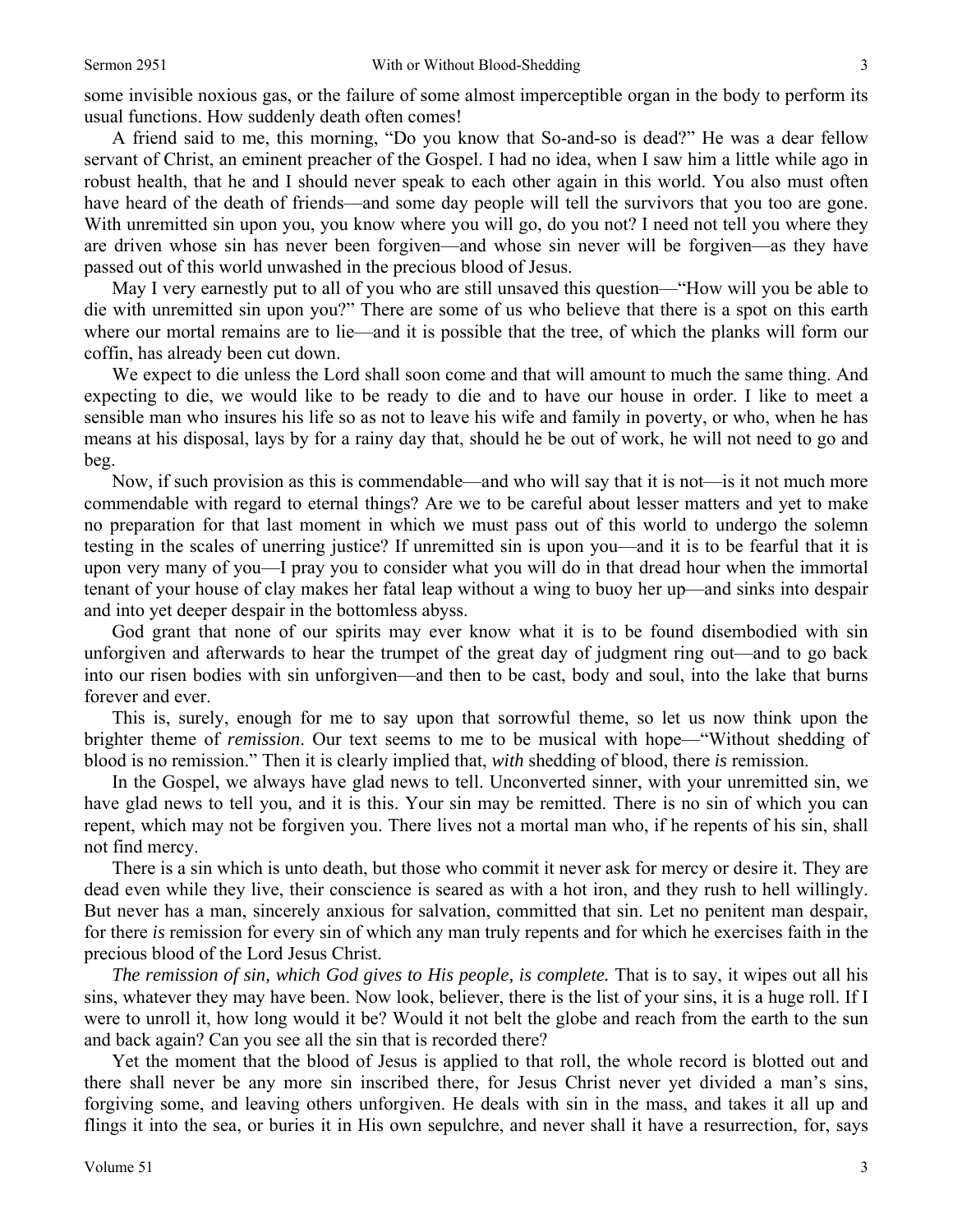some invisible noxious gas, or the failure of some almost imperceptible organ in the body to perform its usual functions. How suddenly death often comes!

A friend said to me, this morning, "Do you know that So-and-so is dead?" He was a dear fellow servant of Christ, an eminent preacher of the Gospel. I had no idea, when I saw him a little while ago in robust health, that he and I should never speak to each other again in this world. You also must often have heard of the death of friends—and some day people will tell the survivors that you too are gone. With unremitted sin upon you, you know where you will go, do you not? I need not tell you where they are driven whose sin has never been forgiven—and whose sin never will be forgiven—as they have passed out of this world unwashed in the precious blood of Jesus.

May I very earnestly put to all of you who are still unsaved this question—"How will you be able to die with unremitted sin upon you?" There are some of us who believe that there is a spot on this earth where our mortal remains are to lie—and it is possible that the tree, of which the planks will form our coffin, has already been cut down.

We expect to die unless the Lord shall soon come and that will amount to much the same thing. And expecting to die, we would like to be ready to die and to have our house in order. I like to meet a sensible man who insures his life so as not to leave his wife and family in poverty, or who, when he has means at his disposal, lays by for a rainy day that, should he be out of work, he will not need to go and beg.

Now, if such provision as this is commendable—and who will say that it is not—is it not much more commendable with regard to eternal things? Are we to be careful about lesser matters and yet to make no preparation for that last moment in which we must pass out of this world to undergo the solemn testing in the scales of unerring justice? If unremitted sin is upon you—and it is to be fearful that it is upon very many of you—I pray you to consider what you will do in that dread hour when the immortal tenant of your house of clay makes her fatal leap without a wing to buoy her up—and sinks into despair and into yet deeper despair in the bottomless abyss.

God grant that none of our spirits may ever know what it is to be found disembodied with sin unforgiven and afterwards to hear the trumpet of the great day of judgment ring out—and to go back into our risen bodies with sin unforgiven—and then to be cast, body and soul, into the lake that burns forever and ever.

This is, surely, enough for me to say upon that sorrowful theme, so let us now think upon the brighter theme of *remission*. Our text seems to me to be musical with hope—"Without shedding of blood is no remission." Then it is clearly implied that, *with* shedding of blood, there *is* remission.

In the Gospel, we always have glad news to tell. Unconverted sinner, with your unremitted sin, we have glad news to tell you, and it is this. Your sin may be remitted. There is no sin of which you can repent, which may not be forgiven you. There lives not a mortal man who, if he repents of his sin, shall not find mercy.

There is a sin which is unto death, but those who commit it never ask for mercy or desire it. They are dead even while they live, their conscience is seared as with a hot iron, and they rush to hell willingly. But never has a man, sincerely anxious for salvation, committed that sin. Let no penitent man despair, for there *is* remission for every sin of which any man truly repents and for which he exercises faith in the precious blood of the Lord Jesus Christ.

*The remission of sin, which God gives to His people, is complete.* That is to say, it wipes out all his sins, whatever they may have been. Now look, believer, there is the list of your sins, it is a huge roll. If I were to unroll it, how long would it be? Would it not belt the globe and reach from the earth to the sun and back again? Can you see all the sin that is recorded there?

Yet the moment that the blood of Jesus is applied to that roll, the whole record is blotted out and there shall never be any more sin inscribed there, for Jesus Christ never yet divided a man's sins, forgiving some, and leaving others unforgiven. He deals with sin in the mass, and takes it all up and flings it into the sea, or buries it in His own sepulchre, and never shall it have a resurrection, for, says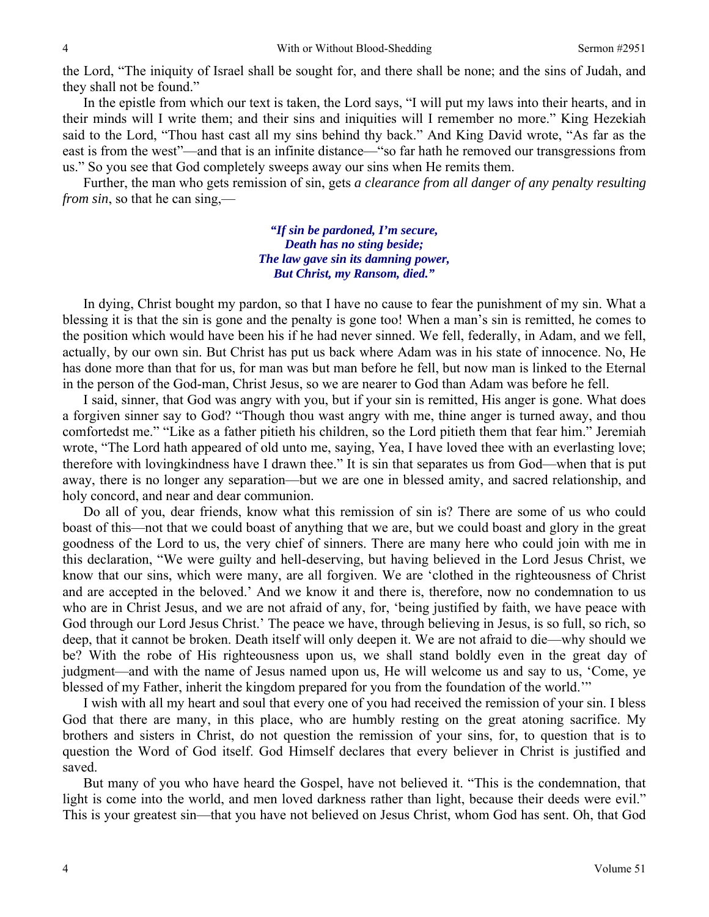the Lord, "The iniquity of Israel shall be sought for, and there shall be none; and the sins of Judah, and they shall not be found."

In the epistle from which our text is taken, the Lord says, "I will put my laws into their hearts, and in their minds will I write them; and their sins and iniquities will I remember no more." King Hezekiah said to the Lord, "Thou hast cast all my sins behind thy back." And King David wrote, "As far as the east is from the west"—and that is an infinite distance—"so far hath he removed our transgressions from us." So you see that God completely sweeps away our sins when He remits them.

Further, the man who gets remission of sin, gets *a clearance from all danger of any penalty resulting from sin*, so that he can sing,—

> ***"If sin be pardoned, I'm secure,***
> ***Death has no sting beside;***
> ***The law gave sin its damning power,***
> ***But Christ, my Ransom, died."***

In dying, Christ bought my pardon, so that I have no cause to fear the punishment of my sin. What a blessing it is that the sin is gone and the penalty is gone too! When a man's sin is remitted, he comes to the position which would have been his if he had never sinned. We fell, federally, in Adam, and we fell, actually, by our own sin. But Christ has put us back where Adam was in his state of innocence. No, He has done more than that for us, for man was but man before he fell, but now man is linked to the Eternal in the person of the God-man, Christ Jesus, so we are nearer to God than Adam was before he fell.

I said, sinner, that God was angry with you, but if your sin is remitted, His anger is gone. What does a forgiven sinner say to God? "Though thou wast angry with me, thine anger is turned away, and thou comfortedst me." "Like as a father pitieth his children, so the Lord pitieth them that fear him." Jeremiah wrote, "The Lord hath appeared of old unto me, saying, Yea, I have loved thee with an everlasting love; therefore with lovingkindness have I drawn thee." It is sin that separates us from God—when that is put away, there is no longer any separation—but we are one in blessed amity, and sacred relationship, and holy concord, and near and dear communion.

Do all of you, dear friends, know what this remission of sin is? There are some of us who could boast of this—not that we could boast of anything that we are, but we could boast and glory in the great goodness of the Lord to us, the very chief of sinners. There are many here who could join with me in this declaration, "We were guilty and hell-deserving, but having believed in the Lord Jesus Christ, we know that our sins, which were many, are all forgiven. We are 'clothed in the righteousness of Christ and are accepted in the beloved.' And we know it and there is, therefore, now no condemnation to us who are in Christ Jesus, and we are not afraid of any, for, 'being justified by faith, we have peace with God through our Lord Jesus Christ.' The peace we have, through believing in Jesus, is so full, so rich, so deep, that it cannot be broken. Death itself will only deepen it. We are not afraid to die—why should we be? With the robe of His righteousness upon us, we shall stand boldly even in the great day of judgment—and with the name of Jesus named upon us, He will welcome us and say to us, 'Come, ye blessed of my Father, inherit the kingdom prepared for you from the foundation of the world.'"

I wish with all my heart and soul that every one of you had received the remission of your sin. I bless God that there are many, in this place, who are humbly resting on the great atoning sacrifice. My brothers and sisters in Christ, do not question the remission of your sins, for, to question that is to question the Word of God itself. God Himself declares that every believer in Christ is justified and saved.

But many of you who have heard the Gospel, have not believed it. "This is the condemnation, that light is come into the world, and men loved darkness rather than light, because their deeds were evil." This is your greatest sin—that you have not believed on Jesus Christ, whom God has sent. Oh, that God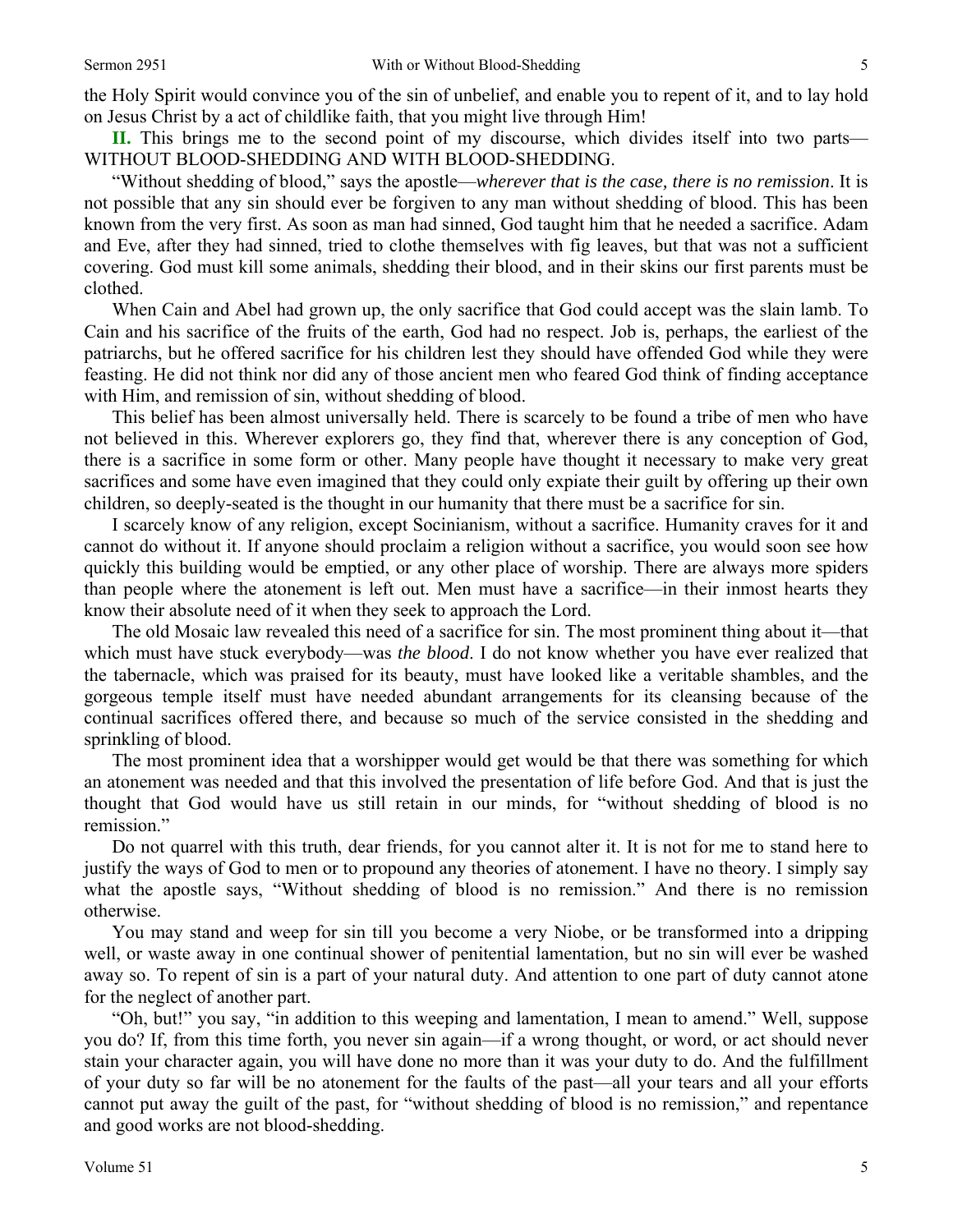the Holy Spirit would convince you of the sin of unbelief, and enable you to repent of it, and to lay hold on Jesus Christ by a act of childlike faith, that you might live through Him!

**II.** This brings me to the second point of my discourse, which divides itself into two parts—WITHOUT BLOOD-SHEDDING AND WITH BLOOD-SHEDDING.

"Without shedding of blood," says the apostle—*wherever that is the case, there is no remission*. It is not possible that any sin should ever be forgiven to any man without shedding of blood. This has been known from the very first. As soon as man had sinned, God taught him that he needed a sacrifice. Adam and Eve, after they had sinned, tried to clothe themselves with fig leaves, but that was not a sufficient covering. God must kill some animals, shedding their blood, and in their skins our first parents must be clothed.

When Cain and Abel had grown up, the only sacrifice that God could accept was the slain lamb. To Cain and his sacrifice of the fruits of the earth, God had no respect. Job is, perhaps, the earliest of the patriarchs, but he offered sacrifice for his children lest they should have offended God while they were feasting. He did not think nor did any of those ancient men who feared God think of finding acceptance with Him, and remission of sin, without shedding of blood.

This belief has been almost universally held. There is scarcely to be found a tribe of men who have not believed in this. Wherever explorers go, they find that, wherever there is any conception of God, there is a sacrifice in some form or other. Many people have thought it necessary to make very great sacrifices and some have even imagined that they could only expiate their guilt by offering up their own children, so deeply-seated is the thought in our humanity that there must be a sacrifice for sin.

I scarcely know of any religion, except Socinianism, without a sacrifice. Humanity craves for it and cannot do without it. If anyone should proclaim a religion without a sacrifice, you would soon see how quickly this building would be emptied, or any other place of worship. There are always more spiders than people where the atonement is left out. Men must have a sacrifice—in their inmost hearts they know their absolute need of it when they seek to approach the Lord.

The old Mosaic law revealed this need of a sacrifice for sin. The most prominent thing about it—that which must have stuck everybody—was *the blood*. I do not know whether you have ever realized that the tabernacle, which was praised for its beauty, must have looked like a veritable shambles, and the gorgeous temple itself must have needed abundant arrangements for its cleansing because of the continual sacrifices offered there, and because so much of the service consisted in the shedding and sprinkling of blood.

The most prominent idea that a worshipper would get would be that there was something for which an atonement was needed and that this involved the presentation of life before God. And that is just the thought that God would have us still retain in our minds, for "without shedding of blood is no remission."

Do not quarrel with this truth, dear friends, for you cannot alter it. It is not for me to stand here to justify the ways of God to men or to propound any theories of atonement. I have no theory. I simply say what the apostle says, "Without shedding of blood is no remission." And there is no remission otherwise.

You may stand and weep for sin till you become a very Niobe, or be transformed into a dripping well, or waste away in one continual shower of penitential lamentation, but no sin will ever be washed away so. To repent of sin is a part of your natural duty. And attention to one part of duty cannot atone for the neglect of another part.

"Oh, but!" you say, "in addition to this weeping and lamentation, I mean to amend." Well, suppose you do? If, from this time forth, you never sin again—if a wrong thought, or word, or act should never stain your character again, you will have done no more than it was your duty to do. And the fulfillment of your duty so far will be no atonement for the faults of the past—all your tears and all your efforts cannot put away the guilt of the past, for "without shedding of blood is no remission," and repentance and good works are not blood-shedding.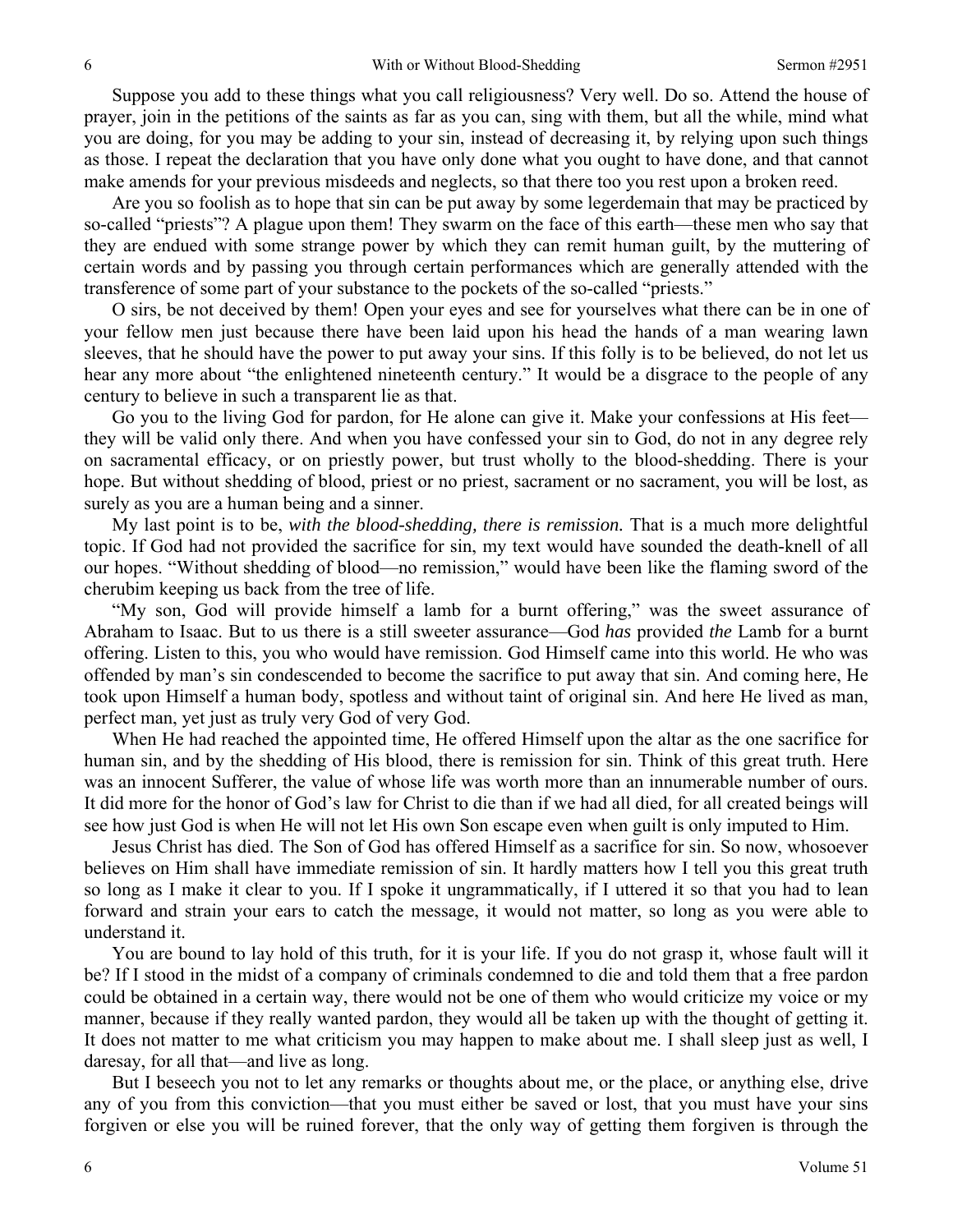Suppose you add to these things what you call religiousness? Very well. Do so. Attend the house of prayer, join in the petitions of the saints as far as you can, sing with them, but all the while, mind what you are doing, for you may be adding to your sin, instead of decreasing it, by relying upon such things as those. I repeat the declaration that you have only done what you ought to have done, and that cannot make amends for your previous misdeeds and neglects, so that there too you rest upon a broken reed.

Are you so foolish as to hope that sin can be put away by some legerdemain that may be practiced by so-called "priests"? A plague upon them! They swarm on the face of this earth—these men who say that they are endued with some strange power by which they can remit human guilt, by the muttering of certain words and by passing you through certain performances which are generally attended with the transference of some part of your substance to the pockets of the so-called "priests."

O sirs, be not deceived by them! Open your eyes and see for yourselves what there can be in one of your fellow men just because there have been laid upon his head the hands of a man wearing lawn sleeves, that he should have the power to put away your sins. If this folly is to be believed, do not let us hear any more about "the enlightened nineteenth century." It would be a disgrace to the people of any century to believe in such a transparent lie as that.

Go you to the living God for pardon, for He alone can give it. Make your confessions at His feet—they will be valid only there. And when you have confessed your sin to God, do not in any degree rely on sacramental efficacy, or on priestly power, but trust wholly to the blood-shedding. There is your hope. But without shedding of blood, priest or no priest, sacrament or no sacrament, you will be lost, as surely as you are a human being and a sinner.

My last point is to be, *with the blood-shedding, there is remission.* That is a much more delightful topic. If God had not provided the sacrifice for sin, my text would have sounded the death-knell of all our hopes. "Without shedding of blood—no remission," would have been like the flaming sword of the cherubim keeping us back from the tree of life.

"My son, God will provide himself a lamb for a burnt offering," was the sweet assurance of Abraham to Isaac. But to us there is a still sweeter assurance—God *has* provided *the* Lamb for a burnt offering. Listen to this, you who would have remission. God Himself came into this world. He who was offended by man's sin condescended to become the sacrifice to put away that sin. And coming here, He took upon Himself a human body, spotless and without taint of original sin. And here He lived as man, perfect man, yet just as truly very God of very God.

When He had reached the appointed time, He offered Himself upon the altar as the one sacrifice for human sin, and by the shedding of His blood, there is remission for sin. Think of this great truth. Here was an innocent Sufferer, the value of whose life was worth more than an innumerable number of ours. It did more for the honor of God's law for Christ to die than if we had all died, for all created beings will see how just God is when He will not let His own Son escape even when guilt is only imputed to Him.

Jesus Christ has died. The Son of God has offered Himself as a sacrifice for sin. So now, whosoever believes on Him shall have immediate remission of sin. It hardly matters how I tell you this great truth so long as I make it clear to you. If I spoke it ungrammatically, if I uttered it so that you had to lean forward and strain your ears to catch the message, it would not matter, so long as you were able to understand it.

You are bound to lay hold of this truth, for it is your life. If you do not grasp it, whose fault will it be? If I stood in the midst of a company of criminals condemned to die and told them that a free pardon could be obtained in a certain way, there would not be one of them who would criticize my voice or my manner, because if they really wanted pardon, they would all be taken up with the thought of getting it. It does not matter to me what criticism you may happen to make about me. I shall sleep just as well, I daresay, for all that—and live as long.

But I beseech you not to let any remarks or thoughts about me, or the place, or anything else, drive any of you from this conviction—that you must either be saved or lost, that you must have your sins forgiven or else you will be ruined forever, that the only way of getting them forgiven is through the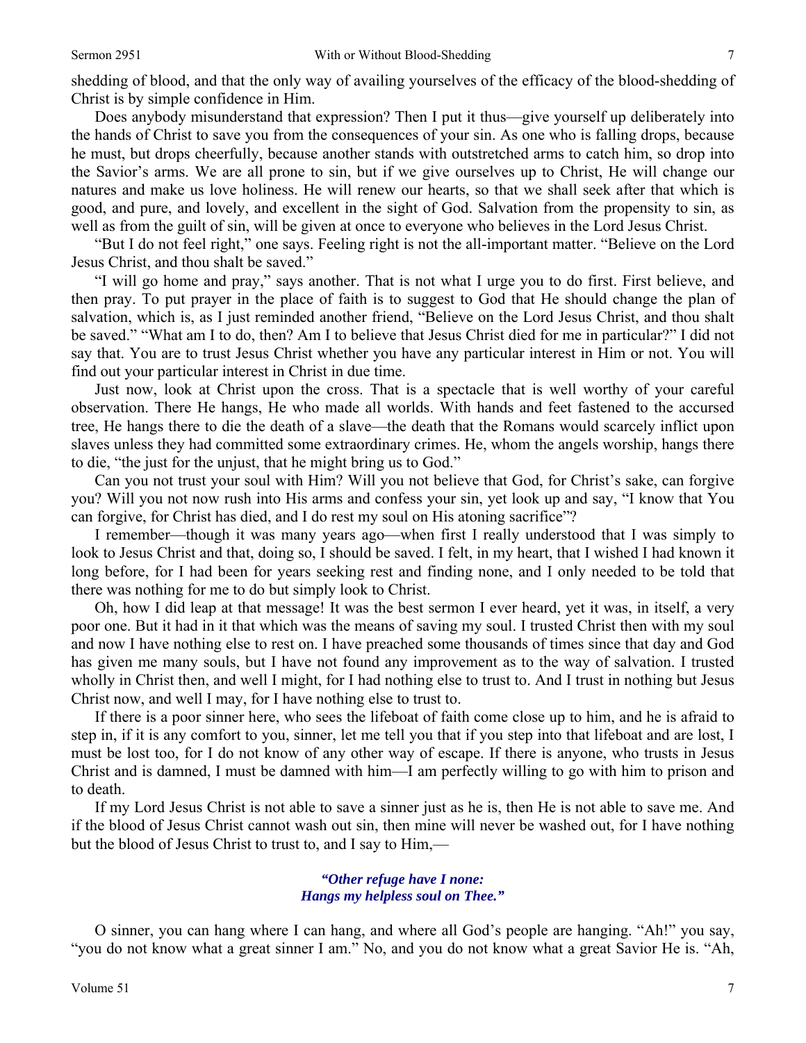shedding of blood, and that the only way of availing yourselves of the efficacy of the blood-shedding of Christ is by simple confidence in Him.

Does anybody misunderstand that expression? Then I put it thus—give yourself up deliberately into the hands of Christ to save you from the consequences of your sin. As one who is falling drops, because he must, but drops cheerfully, because another stands with outstretched arms to catch him, so drop into the Savior's arms. We are all prone to sin, but if we give ourselves up to Christ, He will change our natures and make us love holiness. He will renew our hearts, so that we shall seek after that which is good, and pure, and lovely, and excellent in the sight of God. Salvation from the propensity to sin, as well as from the guilt of sin, will be given at once to everyone who believes in the Lord Jesus Christ.

"But I do not feel right," one says. Feeling right is not the all-important matter. "Believe on the Lord Jesus Christ, and thou shalt be saved."

"I will go home and pray," says another. That is not what I urge you to do first. First believe, and then pray. To put prayer in the place of faith is to suggest to God that He should change the plan of salvation, which is, as I just reminded another friend, "Believe on the Lord Jesus Christ, and thou shalt be saved." "What am I to do, then? Am I to believe that Jesus Christ died for me in particular?" I did not say that. You are to trust Jesus Christ whether you have any particular interest in Him or not. You will find out your particular interest in Christ in due time.

Just now, look at Christ upon the cross. That is a spectacle that is well worthy of your careful observation. There He hangs, He who made all worlds. With hands and feet fastened to the accursed tree, He hangs there to die the death of a slave—the death that the Romans would scarcely inflict upon slaves unless they had committed some extraordinary crimes. He, whom the angels worship, hangs there to die, "the just for the unjust, that he might bring us to God."

Can you not trust your soul with Him? Will you not believe that God, for Christ's sake, can forgive you? Will you not now rush into His arms and confess your sin, yet look up and say, "I know that You can forgive, for Christ has died, and I do rest my soul on His atoning sacrifice"?

I remember—though it was many years ago—when first I really understood that I was simply to look to Jesus Christ and that, doing so, I should be saved. I felt, in my heart, that I wished I had known it long before, for I had been for years seeking rest and finding none, and I only needed to be told that there was nothing for me to do but simply look to Christ.

Oh, how I did leap at that message! It was the best sermon I ever heard, yet it was, in itself, a very poor one. But it had in it that which was the means of saving my soul. I trusted Christ then with my soul and now I have nothing else to rest on. I have preached some thousands of times since that day and God has given me many souls, but I have not found any improvement as to the way of salvation. I trusted wholly in Christ then, and well I might, for I had nothing else to trust to. And I trust in nothing but Jesus Christ now, and well I may, for I have nothing else to trust to.

If there is a poor sinner here, who sees the lifeboat of faith come close up to him, and he is afraid to step in, if it is any comfort to you, sinner, let me tell you that if you step into that lifeboat and are lost, I must be lost too, for I do not know of any other way of escape. If there is anyone, who trusts in Jesus Christ and is damned, I must be damned with him—I am perfectly willing to go with him to prison and to death.

If my Lord Jesus Christ is not able to save a sinner just as he is, then He is not able to save me. And if the blood of Jesus Christ cannot wash out sin, then mine will never be washed out, for I have nothing but the blood of Jesus Christ to trust to, and I say to Him,—

> ***"Other refuge have I none:***
> ***Hangs my helpless soul on Thee."***

O sinner, you can hang where I can hang, and where all God's people are hanging. "Ah!" you say, "you do not know what a great sinner I am." No, and you do not know what a great Savior He is. "Ah,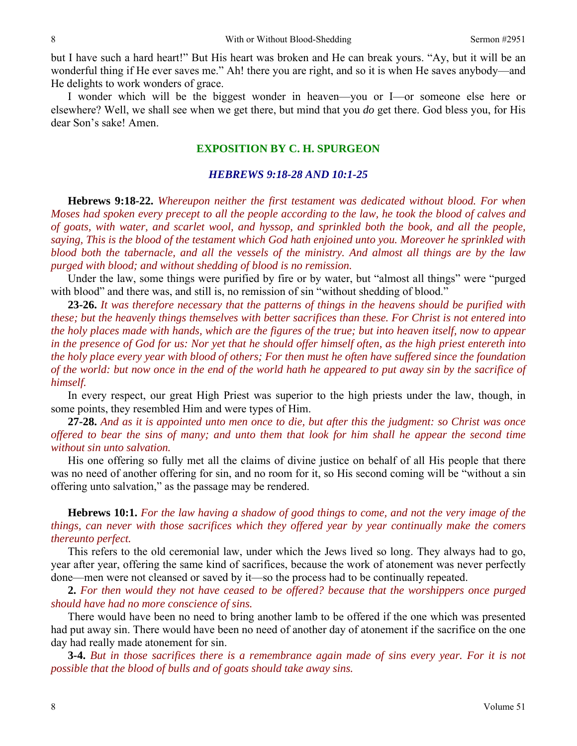but I have such a hard heart!" But His heart was broken and He can break yours. "Ay, but it will be an wonderful thing if He ever saves me." Ah! there you are right, and so it is when He saves anybody—and He delights to work wonders of grace.

I wonder which will be the biggest wonder in heaven—you or I—or someone else here or elsewhere? Well, we shall see when we get there, but mind that you *do* get there. God bless you, for His dear Son's sake! Amen.

## EXPOSITION BY C. H. SPURGEON

### *HEBREWS 9:18-28 AND 10:1-25*

**Hebrews 9:18-22.** *Whereupon neither the first testament was dedicated without blood. For when Moses had spoken every precept to all the people according to the law, he took the blood of calves and of goats, with water, and scarlet wool, and hyssop, and sprinkled both the book, and all the people, saying, This is the blood of the testament which God hath enjoined unto you. Moreover he sprinkled with blood both the tabernacle, and all the vessels of the ministry. And almost all things are by the law purged with blood; and without shedding of blood is no remission.*

Under the law, some things were purified by fire or by water, but "almost all things" were "purged with blood" and there was, and still is, no remission of sin "without shedding of blood."

**23-26.** *It was therefore necessary that the patterns of things in the heavens should be purified with these; but the heavenly things themselves with better sacrifices than these. For Christ is not entered into the holy places made with hands, which are the figures of the true; but into heaven itself, now to appear in the presence of God for us: Nor yet that he should offer himself often, as the high priest entereth into the holy place every year with blood of others; For then must he often have suffered since the foundation of the world: but now once in the end of the world hath he appeared to put away sin by the sacrifice of himself.*

In every respect, our great High Priest was superior to the high priests under the law, though, in some points, they resembled Him and were types of Him.

**27-28.** *And as it is appointed unto men once to die, but after this the judgment: so Christ was once offered to bear the sins of many; and unto them that look for him shall he appear the second time without sin unto salvation.*

His one offering so fully met all the claims of divine justice on behalf of all His people that there was no need of another offering for sin, and no room for it, so His second coming will be "without a sin offering unto salvation," as the passage may be rendered.

**Hebrews 10:1.** *For the law having a shadow of good things to come, and not the very image of the things, can never with those sacrifices which they offered year by year continually make the comers thereunto perfect.*

This refers to the old ceremonial law, under which the Jews lived so long. They always had to go, year after year, offering the same kind of sacrifices, because the work of atonement was never perfectly done—men were not cleansed or saved by it—so the process had to be continually repeated.

**2.** *For then would they not have ceased to be offered? because that the worshippers once purged should have had no more conscience of sins.*

There would have been no need to bring another lamb to be offered if the one which was presented had put away sin. There would have been no need of another day of atonement if the sacrifice on the one day had really made atonement for sin.

**3-4.** *But in those sacrifices there is a remembrance again made of sins every year. For it is not possible that the blood of bulls and of goats should take away sins.*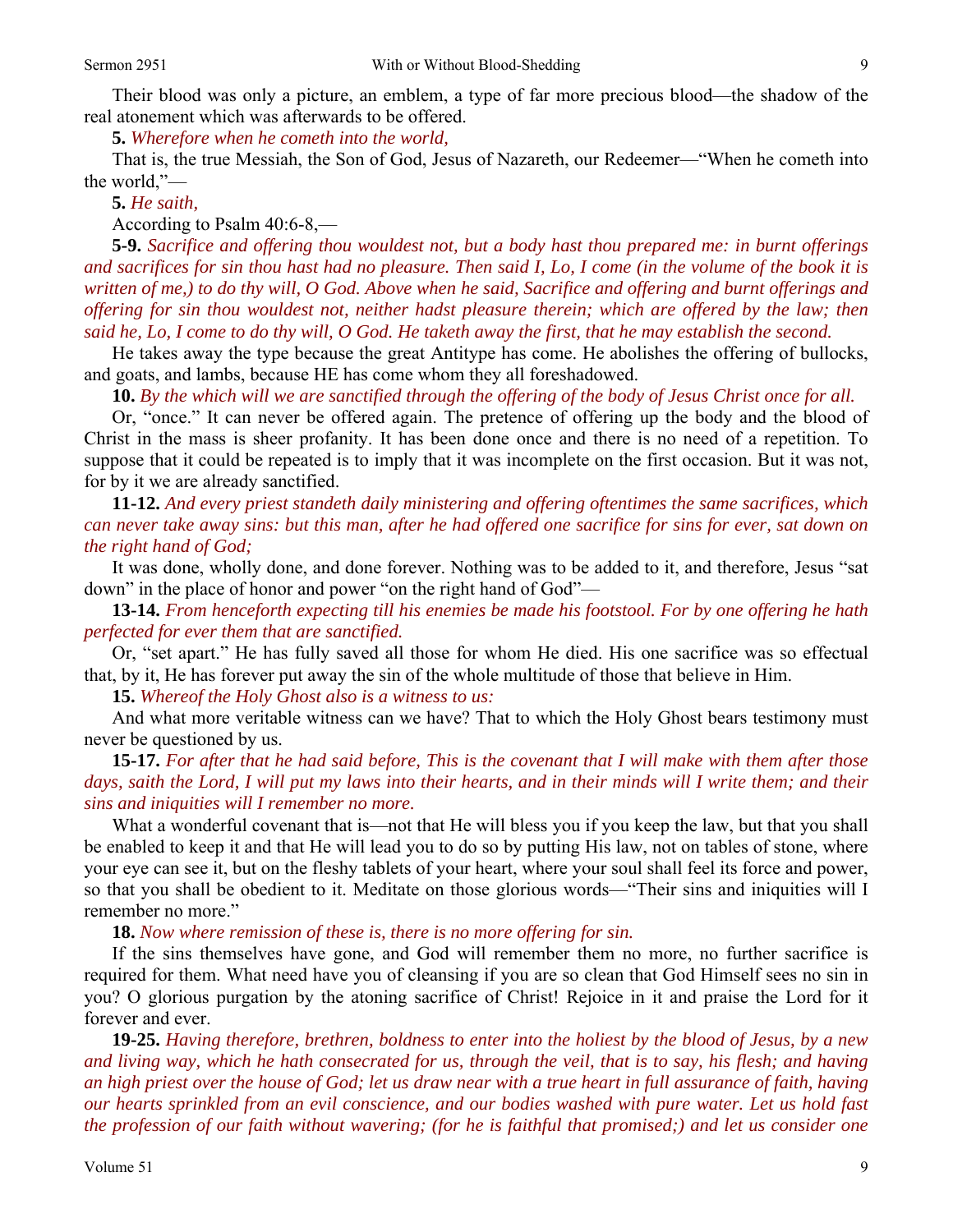Their blood was only a picture, an emblem, a type of far more precious blood—the shadow of the real atonement which was afterwards to be offered.

**5.** *Wherefore when he cometh into the world,*

That is, the true Messiah, the Son of God, Jesus of Nazareth, our Redeemer—"When he cometh into the world,"—

**5.** *He saith,*

According to Psalm 40:6-8,—

**5-9.** *Sacrifice and offering thou wouldest not, but a body hast thou prepared me: in burnt offerings and sacrifices for sin thou hast had no pleasure. Then said I, Lo, I come (in the volume of the book it is written of me,) to do thy will, O God. Above when he said, Sacrifice and offering and burnt offerings and offering for sin thou wouldest not, neither hadst pleasure therein; which are offered by the law; then said he, Lo, I come to do thy will, O God. He taketh away the first, that he may establish the second.*

He takes away the type because the great Antitype has come. He abolishes the offering of bullocks, and goats, and lambs, because HE has come whom they all foreshadowed.

**10.** *By the which will we are sanctified through the offering of the body of Jesus Christ once for all.*

Or, "once." It can never be offered again. The pretence of offering up the body and the blood of Christ in the mass is sheer profanity. It has been done once and there is no need of a repetition. To suppose that it could be repeated is to imply that it was incomplete on the first occasion. But it was not, for by it we are already sanctified.

**11-12.** *And every priest standeth daily ministering and offering oftentimes the same sacrifices, which can never take away sins: but this man, after he had offered one sacrifice for sins for ever, sat down on the right hand of God;*

It was done, wholly done, and done forever. Nothing was to be added to it, and therefore, Jesus "sat down" in the place of honor and power "on the right hand of God"—

**13-14.** *From henceforth expecting till his enemies be made his footstool. For by one offering he hath perfected for ever them that are sanctified.*

Or, "set apart." He has fully saved all those for whom He died. His one sacrifice was so effectual that, by it, He has forever put away the sin of the whole multitude of those that believe in Him.

**15.** *Whereof the Holy Ghost also is a witness to us:*

And what more veritable witness can we have? That to which the Holy Ghost bears testimony must never be questioned by us.

**15-17.** *For after that he had said before, This is the covenant that I will make with them after those days, saith the Lord, I will put my laws into their hearts, and in their minds will I write them; and their sins and iniquities will I remember no more.*

What a wonderful covenant that is—not that He will bless you if you keep the law, but that you shall be enabled to keep it and that He will lead you to do so by putting His law, not on tables of stone, where your eye can see it, but on the fleshy tablets of your heart, where your soul shall feel its force and power, so that you shall be obedient to it. Meditate on those glorious words—"Their sins and iniquities will I remember no more."

**18.** *Now where remission of these is, there is no more offering for sin.*

If the sins themselves have gone, and God will remember them no more, no further sacrifice is required for them. What need have you of cleansing if you are so clean that God Himself sees no sin in you? O glorious purgation by the atoning sacrifice of Christ! Rejoice in it and praise the Lord for it forever and ever.

**19-25.** *Having therefore, brethren, boldness to enter into the holiest by the blood of Jesus, by a new and living way, which he hath consecrated for us, through the veil, that is to say, his flesh; and having an high priest over the house of God; let us draw near with a true heart in full assurance of faith, having our hearts sprinkled from an evil conscience, and our bodies washed with pure water. Let us hold fast the profession of our faith without wavering; (for he is faithful that promised;) and let us consider one*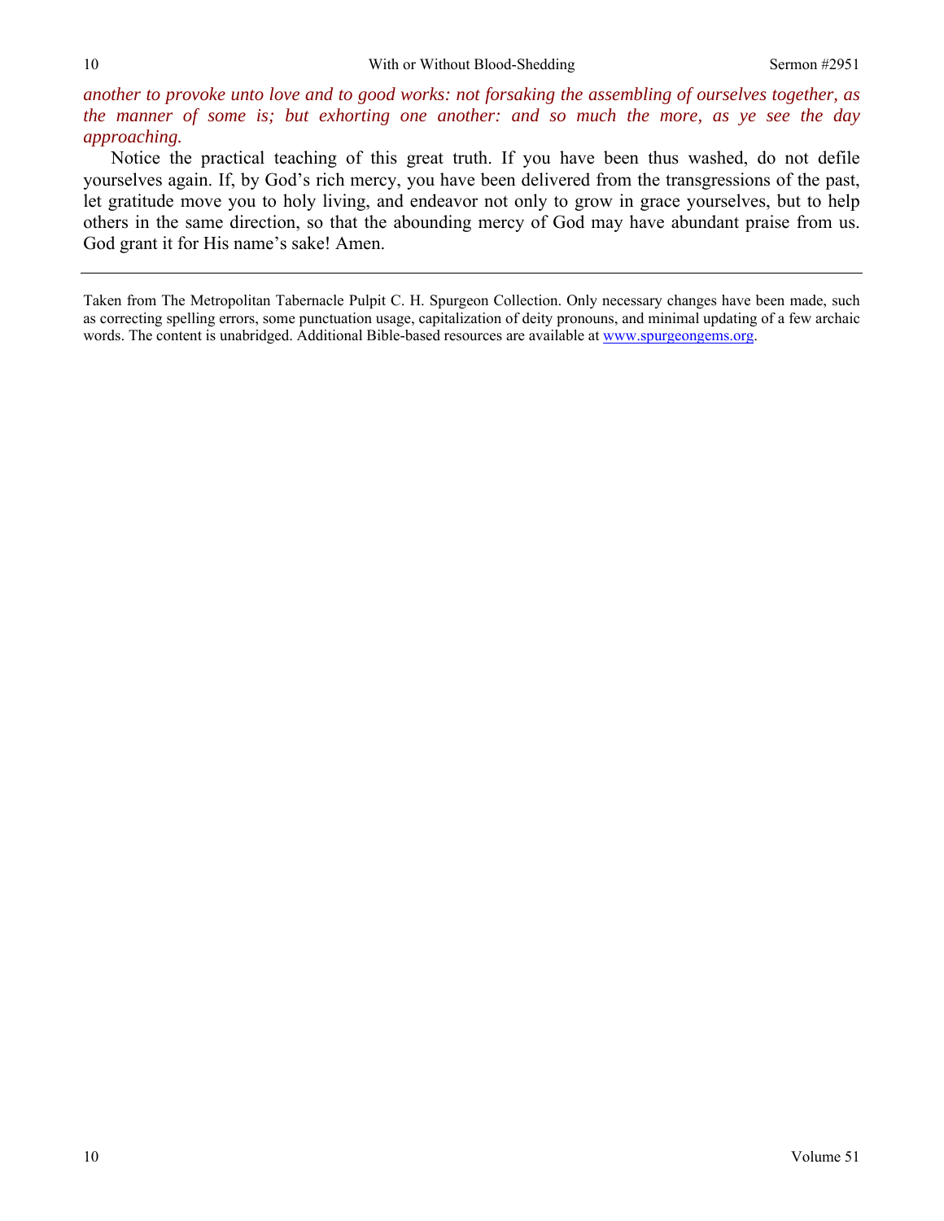*another to provoke unto love and to good works: not forsaking the assembling of ourselves together, as the manner of some is; but exhorting one another: and so much the more, as ye see the day approaching.*

Notice the practical teaching of this great truth. If you have been thus washed, do not defile yourselves again. If, by God's rich mercy, you have been delivered from the transgressions of the past, let gratitude move you to holy living, and endeavor not only to grow in grace yourselves, but to help others in the same direction, so that the abounding mercy of God may have abundant praise from us. God grant it for His name's sake! Amen.

---

Taken from The Metropolitan Tabernacle Pulpit C. H. Spurgeon Collection. Only necessary changes have been made, such as correcting spelling errors, some punctuation usage, capitalization of deity pronouns, and minimal updating of a few archaic words. The content is unabridged. Additional Bible-based resources are available at www.spurgeongems.org.